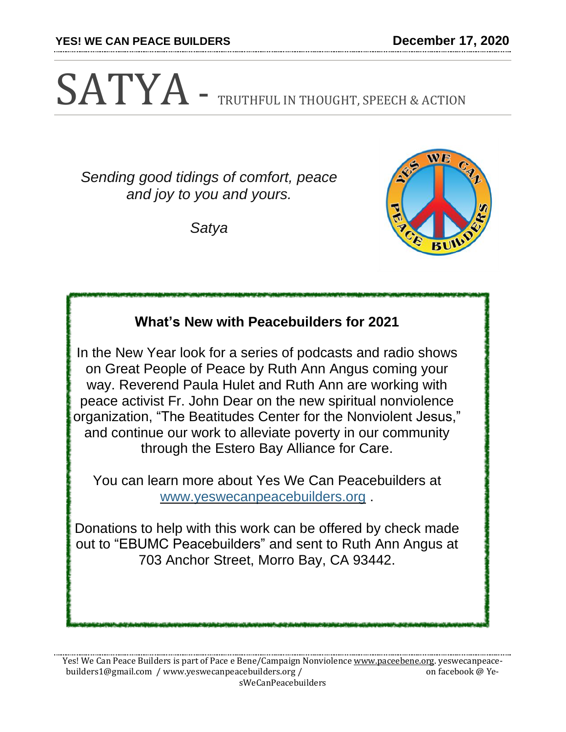# SATYA - TRUTHFUL IN THOUGHT, SPEECH & ACTION

*Sending good tidings of comfort, peace and joy to you and yours.*

*Satya*

## What's New with Peacebuilders for 2021

In the New Year look for a series of podcasts and radio shows on Great People of Peace by Ruth Ann Angus coming your way. Reverend Paula Hulet and Ruth Ann are working with peace activist Fr. John Dear on the new spiritual nonviolence organization, "The Beatitudes Center for the Nonviolent Jesus," and continue our work to alleviate poverty in our community through the Estero Bay Alliance for Care.

You can learn more about Yes We Can Peacebuilders at www.yeswecanpeacebuilders.org .

Donations to help with this work can be offered by check made out to "EBUMC Peacebuilders" and sent to Ruth Ann Angus at 703 Anchor Street, Morro Bay, CA 93442.

Yes! We Can Peace Builders is part of Pace e Bene/Campaign Nonviolence www.paceebene.org. yeswecanpeacebuilders1@gmail.com / www.yeswecanpeacebuilders.org / on facebook @ YesWeCanPeacebuilders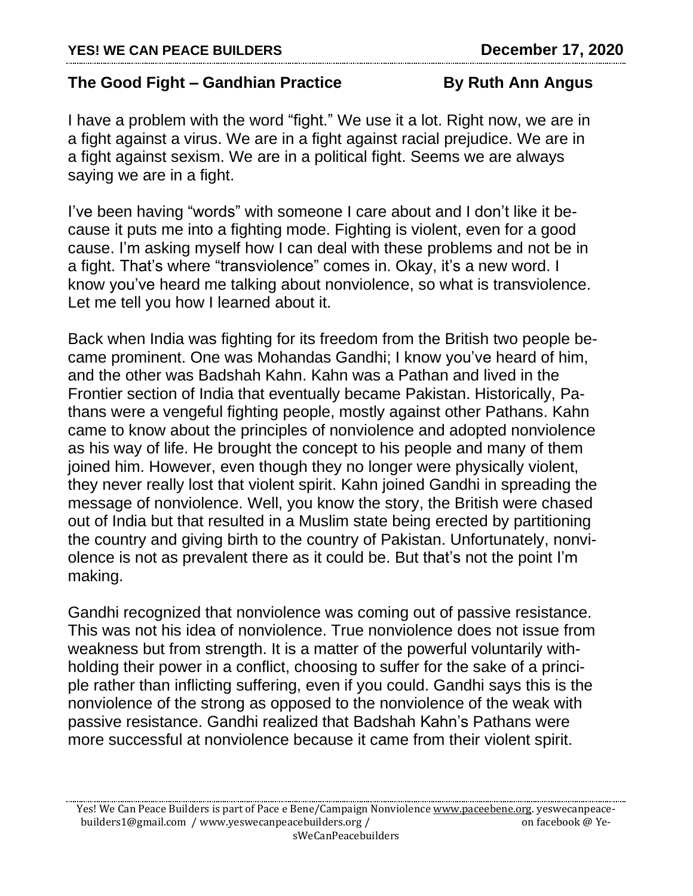## The Good Fight – Gandhian Practice

**By Ruth Ann Angus**

I have a problem with the word "fight." We use it a lot. Right now, we are in a fight against a virus. We are in a fight against racial prejudice. We are in a fight against sexism. We are in a political fight. Seems we are always saying we are in a fight.

I've been having "words" with someone I care about and I don't like it because it puts me into a fighting mode. Fighting is violent, even for a good cause. I'm asking myself how I can deal with these problems and not be in a fight. That's where "transviolence" comes in. Okay, it's a new word. I know you've heard me talking about nonviolence, so what is transviolence. Let me tell you how I learned about it.

Back when India was fighting for its freedom from the British two people became prominent. One was Mohandas Gandhi; I know you've heard of him, and the other was Badshah Kahn. Kahn was a Pathan and lived in the Frontier section of India that eventually became Pakistan. Historically, Pathans were a vengeful fighting people, mostly against other Pathans. Kahn came to know about the principles of nonviolence and adopted nonviolence as his way of life. He brought the concept to his people and many of them joined him. However, even though they no longer were physically violent, they never really lost that violent spirit. Kahn joined Gandhi in spreading the message of nonviolence. Well, you know the story, the British were chased out of India but that resulted in a Muslim state being erected by partitioning the country and giving birth to the country of Pakistan. Unfortunately, nonviolence is not as prevalent there as it could be. But that's not the point I'm making.

Gandhi recognized that nonviolence was coming out of passive resistance. This was not his idea of nonviolence. True nonviolence does not issue from weakness but from strength. It is a matter of the powerful voluntarily withholding their power in a conflict, choosing to suffer for the sake of a principle rather than inflicting suffering, even if you could. Gandhi says this is the nonviolence of the strong as opposed to the nonviolence of the weak with passive resistance. Gandhi realized that Badshah Kahn's Pathans were more successful at nonviolence because it came from their violent spirit.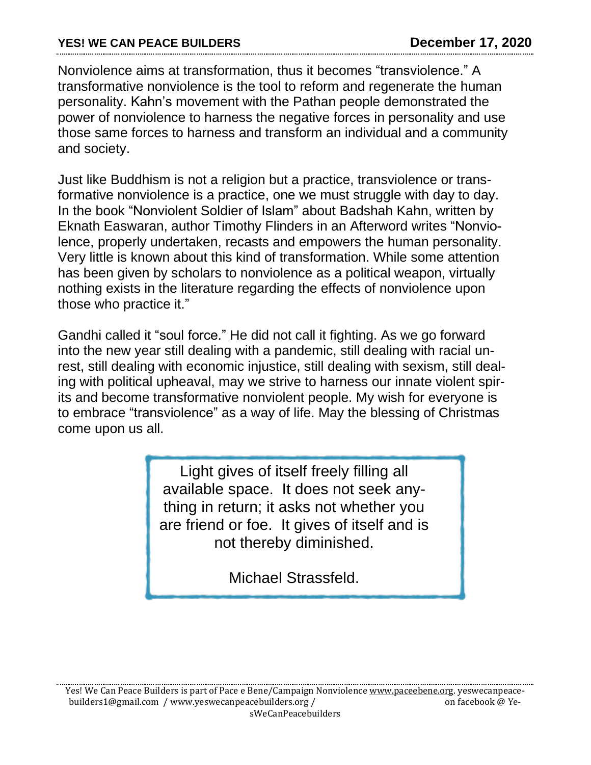Nonviolence aims at transformation, thus it becomes "transviolence." A transformative nonviolence is the tool to reform and regenerate the human personality. Kahn's movement with the Pathan people demonstrated the power of nonviolence to harness the negative forces in personality and use those same forces to harness and transform an individual and a community and society.

Just like Buddhism is not a religion but a practice, transviolence or transformative nonviolence is a practice, one we must struggle with day to day. In the book "Nonviolent Soldier of Islam" about Badshah Kahn, written by Eknath Easwaran, author Timothy Flinders in an Afterword writes "Nonviolence, properly undertaken, recasts and empowers the human personality. Very little is known about this kind of transformation. While some attention has been given by scholars to nonviolence as a political weapon, virtually nothing exists in the literature regarding the effects of nonviolence upon those who practice it."

Gandhi called it "soul force." He did not call it fighting. As we go forward into the new year still dealing with a pandemic, still dealing with racial unrest, still dealing with economic injustice, still dealing with sexism, still dealing with political upheaval, may we strive to harness our innate violent spirits and become transformative nonviolent people. My wish for everyone is to embrace "transviolence" as a way of life. May the blessing of Christmas come upon us all.

> Light gives of itself freely filling all available space. It does not seek anything in return; it asks not whether you are friend or foe. It gives of itself and is not thereby diminished.
>
> Michael Strassfeld.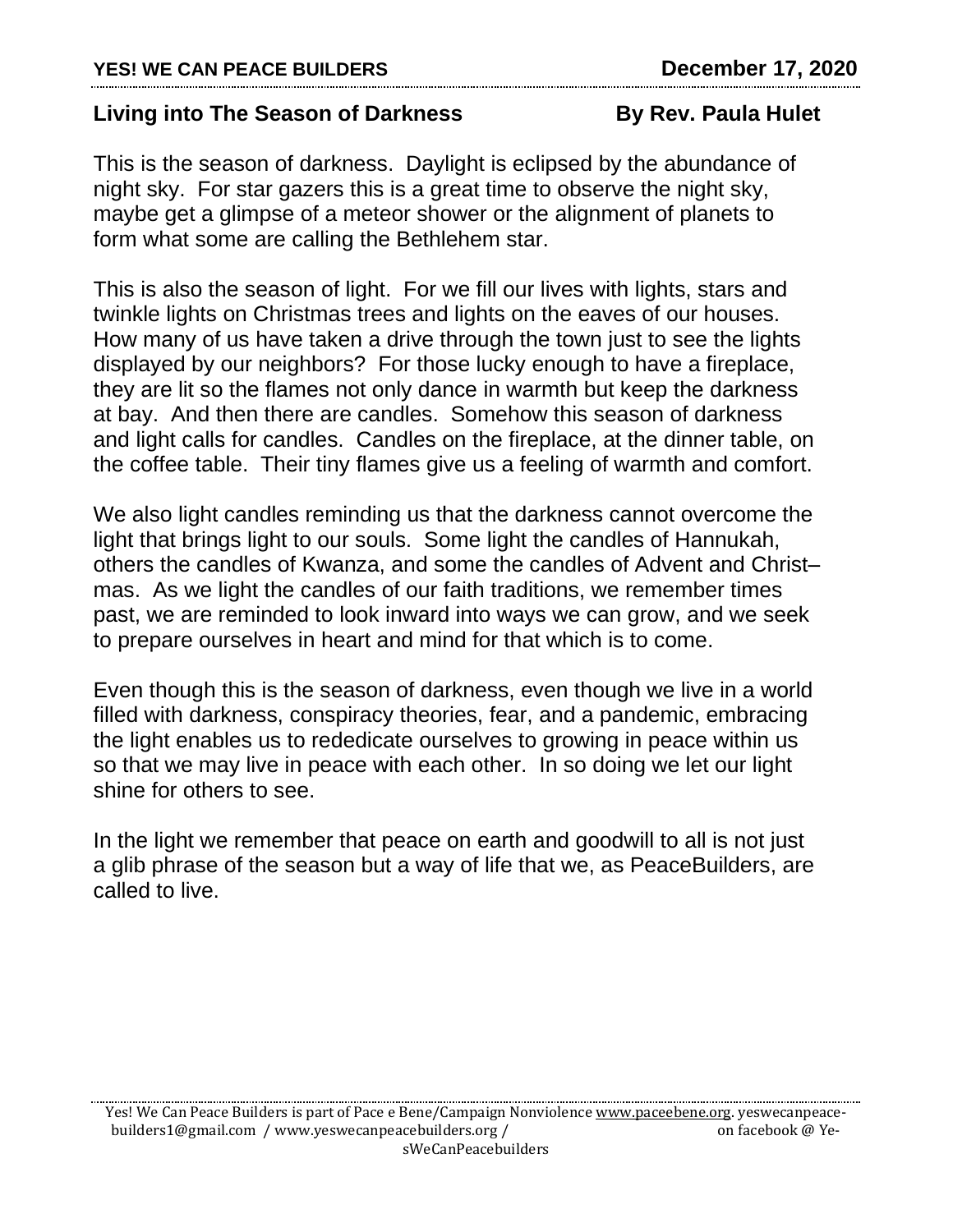## Living into The Season of Darkness

**By Rev. Paula Hulet**

This is the season of darkness. Daylight is eclipsed by the abundance of night sky. For star gazers this is a great time to observe the night sky, maybe get a glimpse of a meteor shower or the alignment of planets to form what some are calling the Bethlehem star.

This is also the season of light. For we fill our lives with lights, stars and twinkle lights on Christmas trees and lights on the eaves of our houses. How many of us have taken a drive through the town just to see the lights displayed by our neighbors? For those lucky enough to have a fireplace, they are lit so the flames not only dance in warmth but keep the darkness at bay. And then there are candles. Somehow this season of darkness and light calls for candles. Candles on the fireplace, at the dinner table, on the coffee table. Their tiny flames give us a feeling of warmth and comfort.

We also light candles reminding us that the darkness cannot overcome the light that brings light to our souls. Some light the candles of Hannukah, others the candles of Kwanza, and some the candles of Advent and Christmas. As we light the candles of our faith traditions, we remember times past, we are reminded to look inward into ways we can grow, and we seek to prepare ourselves in heart and mind for that which is to come.

Even though this is the season of darkness, even though we live in a world filled with darkness, conspiracy theories, fear, and a pandemic, embracing the light enables us to rededicate ourselves to growing in peace within us so that we may live in peace with each other. In so doing we let our light shine for others to see.

In the light we remember that peace on earth and goodwill to all is not just a glib phrase of the season but a way of life that we, as PeaceBuilders, are called to live.